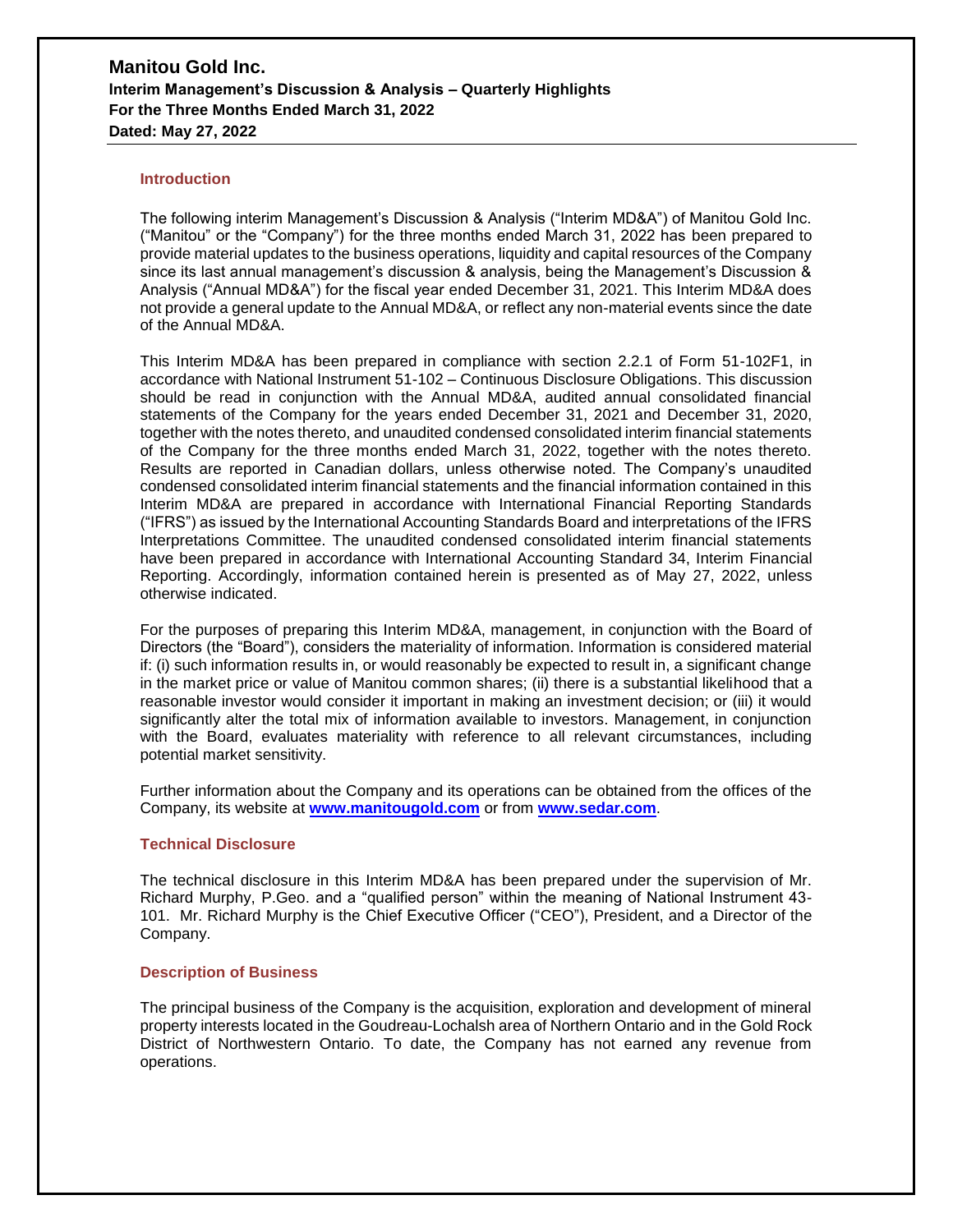# Manitou Gold Inc.

**Interim Management's Discussion & Analysis – Quarterly Highlights**
**For the Three Months Ended March 31, 2022**
**Dated: May 27, 2022**

## Introduction

The following interim Management's Discussion & Analysis ("Interim MD&A") of Manitou Gold Inc. ("Manitou" or the "Company") for the three months ended March 31, 2022 has been prepared to provide material updates to the business operations, liquidity and capital resources of the Company since its last annual management's discussion & analysis, being the Management's Discussion & Analysis ("Annual MD&A") for the fiscal year ended December 31, 2021. This Interim MD&A does not provide a general update to the Annual MD&A, or reflect any non-material events since the date of the Annual MD&A.

This Interim MD&A has been prepared in compliance with section 2.2.1 of Form 51-102F1, in accordance with National Instrument 51-102 – Continuous Disclosure Obligations. This discussion should be read in conjunction with the Annual MD&A, audited annual consolidated financial statements of the Company for the years ended December 31, 2021 and December 31, 2020, together with the notes thereto, and unaudited condensed consolidated interim financial statements of the Company for the three months ended March 31, 2022, together with the notes thereto. Results are reported in Canadian dollars, unless otherwise noted. The Company's unaudited condensed consolidated interim financial statements and the financial information contained in this Interim MD&A are prepared in accordance with International Financial Reporting Standards ("IFRS") as issued by the International Accounting Standards Board and interpretations of the IFRS Interpretations Committee. The unaudited condensed consolidated interim financial statements have been prepared in accordance with International Accounting Standard 34, Interim Financial Reporting. Accordingly, information contained herein is presented as of May 27, 2022, unless otherwise indicated.

For the purposes of preparing this Interim MD&A, management, in conjunction with the Board of Directors (the "Board"), considers the materiality of information. Information is considered material if: (i) such information results in, or would reasonably be expected to result in, a significant change in the market price or value of Manitou common shares; (ii) there is a substantial likelihood that a reasonable investor would consider it important in making an investment decision; or (iii) it would significantly alter the total mix of information available to investors. Management, in conjunction with the Board, evaluates materiality with reference to all relevant circumstances, including potential market sensitivity.

Further information about the Company and its operations can be obtained from the offices of the Company, its website at **www.manitougold.com** or from **www.sedar.com**.

## Technical Disclosure

The technical disclosure in this Interim MD&A has been prepared under the supervision of Mr. Richard Murphy, P.Geo. and a "qualified person" within the meaning of National Instrument 43-101. Mr. Richard Murphy is the Chief Executive Officer ("CEO"), President, and a Director of the Company.

## Description of Business

The principal business of the Company is the acquisition, exploration and development of mineral property interests located in the Goudreau-Lochalsh area of Northern Ontario and in the Gold Rock District of Northwestern Ontario. To date, the Company has not earned any revenue from operations.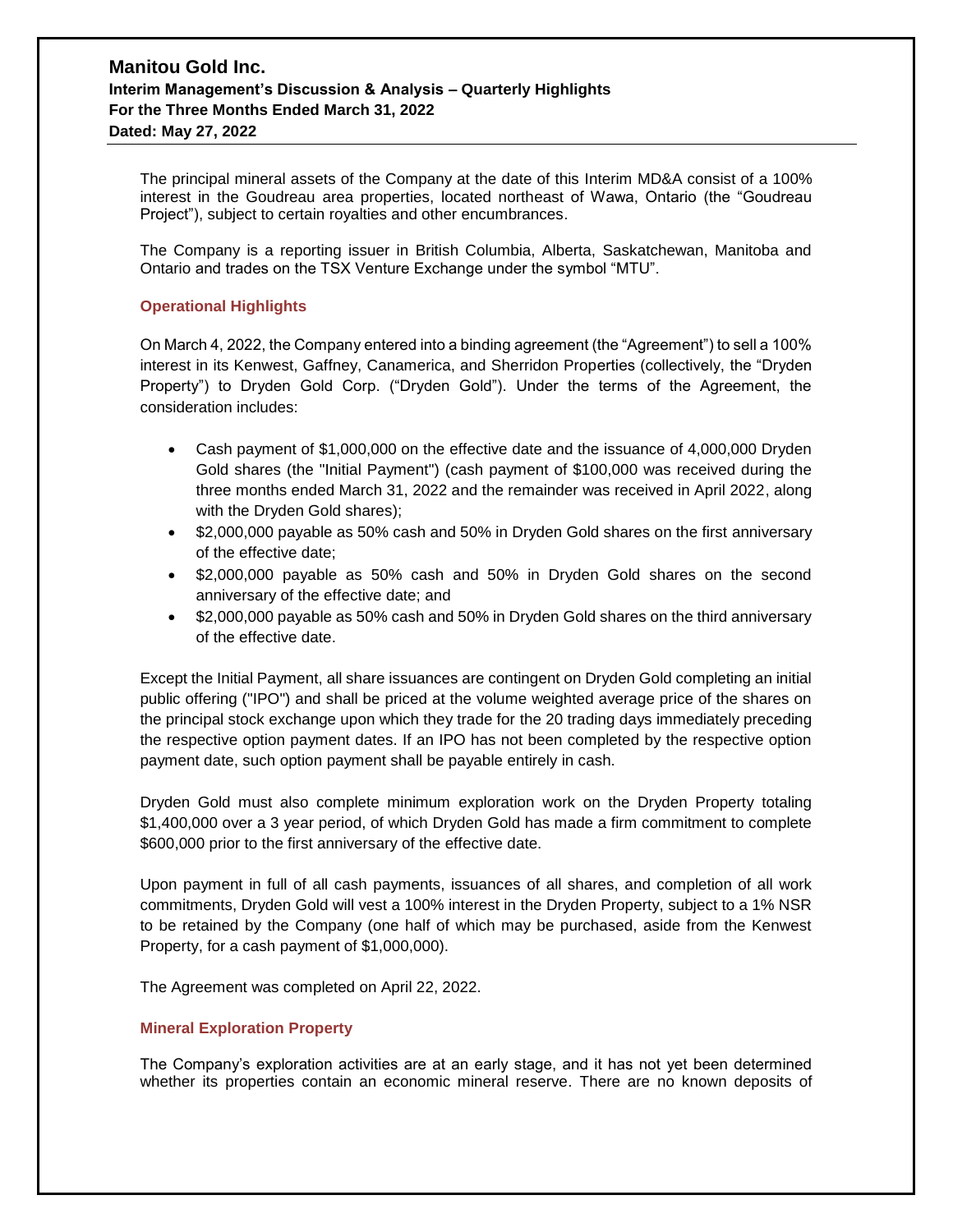The principal mineral assets of the Company at the date of this Interim MD&A consist of a 100% interest in the Goudreau area properties, located northeast of Wawa, Ontario (the "Goudreau Project"), subject to certain royalties and other encumbrances.

The Company is a reporting issuer in British Columbia, Alberta, Saskatchewan, Manitoba and Ontario and trades on the TSX Venture Exchange under the symbol "MTU".

### Operational Highlights

On March 4, 2022, the Company entered into a binding agreement (the "Agreement") to sell a 100% interest in its Kenwest, Gaffney, Canamerica, and Sherridon Properties (collectively, the "Dryden Property") to Dryden Gold Corp. ("Dryden Gold"). Under the terms of the Agreement, the consideration includes:

- Cash payment of $1,000,000 on the effective date and the issuance of 4,000,000 Dryden Gold shares (the "Initial Payment") (cash payment of $100,000 was received during the three months ended March 31, 2022 and the remainder was received in April 2022, along with the Dryden Gold shares);
- $2,000,000 payable as 50% cash and 50% in Dryden Gold shares on the first anniversary of the effective date;
- $2,000,000 payable as 50% cash and 50% in Dryden Gold shares on the second anniversary of the effective date; and
- $2,000,000 payable as 50% cash and 50% in Dryden Gold shares on the third anniversary of the effective date.

Except the Initial Payment, all share issuances are contingent on Dryden Gold completing an initial public offering ("IPO") and shall be priced at the volume weighted average price of the shares on the principal stock exchange upon which they trade for the 20 trading days immediately preceding the respective option payment dates. If an IPO has not been completed by the respective option payment date, such option payment shall be payable entirely in cash.

Dryden Gold must also complete minimum exploration work on the Dryden Property totaling $1,400,000 over a 3 year period, of which Dryden Gold has made a firm commitment to complete $600,000 prior to the first anniversary of the effective date.

Upon payment in full of all cash payments, issuances of all shares, and completion of all work commitments, Dryden Gold will vest a 100% interest in the Dryden Property, subject to a 1% NSR to be retained by the Company (one half of which may be purchased, aside from the Kenwest Property, for a cash payment of $1,000,000).

The Agreement was completed on April 22, 2022.

### Mineral Exploration Property

The Company's exploration activities are at an early stage, and it has not yet been determined whether its properties contain an economic mineral reserve. There are no known deposits of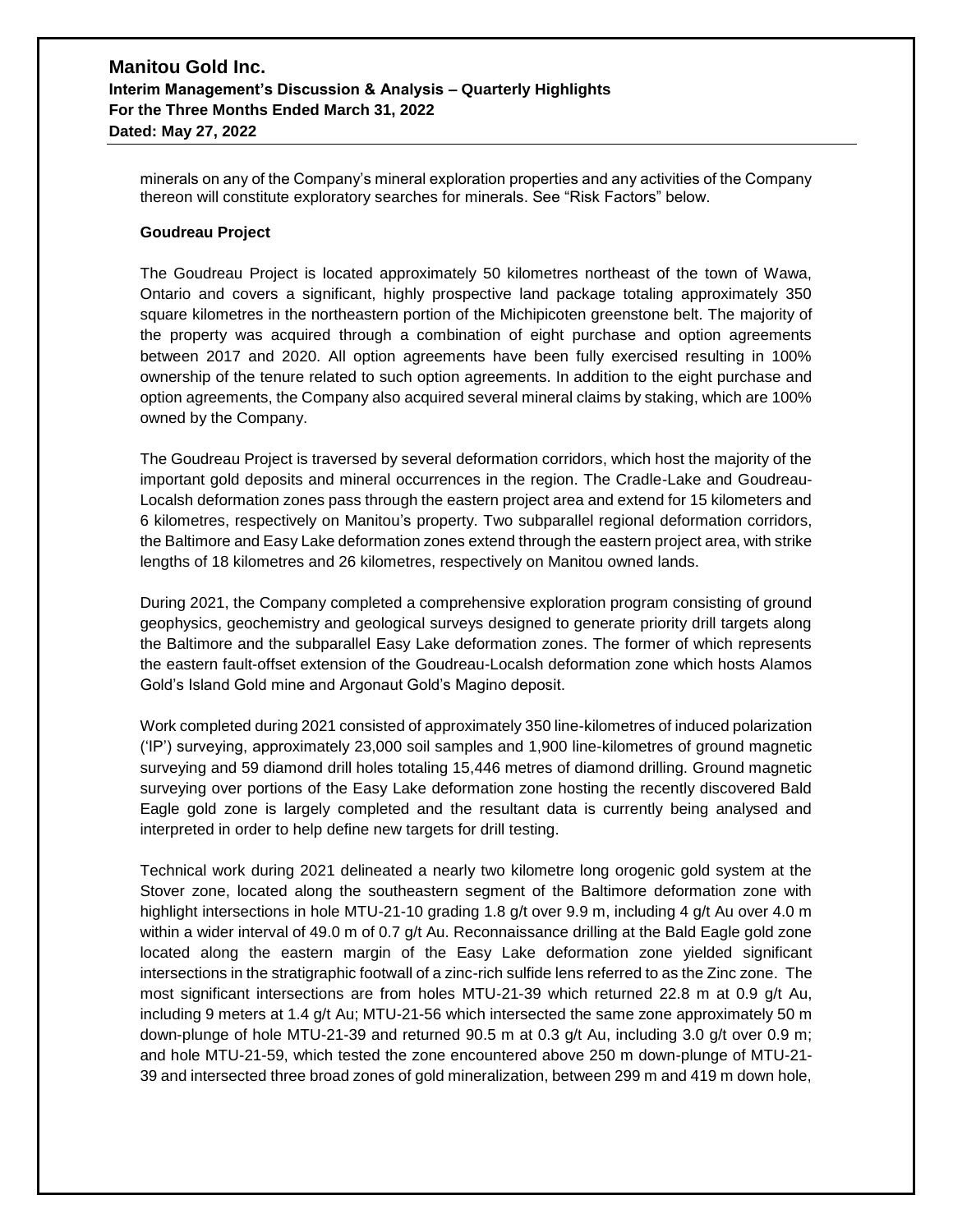minerals on any of the Company's mineral exploration properties and any activities of the Company thereon will constitute exploratory searches for minerals. See "Risk Factors" below.

**Goudreau Project**

The Goudreau Project is located approximately 50 kilometres northeast of the town of Wawa, Ontario and covers a significant, highly prospective land package totaling approximately 350 square kilometres in the northeastern portion of the Michipicoten greenstone belt. The majority of the property was acquired through a combination of eight purchase and option agreements between 2017 and 2020. All option agreements have been fully exercised resulting in 100% ownership of the tenure related to such option agreements. In addition to the eight purchase and option agreements, the Company also acquired several mineral claims by staking, which are 100% owned by the Company.

The Goudreau Project is traversed by several deformation corridors, which host the majority of the important gold deposits and mineral occurrences in the region. The Cradle-Lake and Goudreau-Localsh deformation zones pass through the eastern project area and extend for 15 kilometers and 6 kilometres, respectively on Manitou's property. Two subparallel regional deformation corridors, the Baltimore and Easy Lake deformation zones extend through the eastern project area, with strike lengths of 18 kilometres and 26 kilometres, respectively on Manitou owned lands.

During 2021, the Company completed a comprehensive exploration program consisting of ground geophysics, geochemistry and geological surveys designed to generate priority drill targets along the Baltimore and the subparallel Easy Lake deformation zones. The former of which represents the eastern fault-offset extension of the Goudreau-Localsh deformation zone which hosts Alamos Gold's Island Gold mine and Argonaut Gold's Magino deposit.

Work completed during 2021 consisted of approximately 350 line-kilometres of induced polarization ('IP') surveying, approximately 23,000 soil samples and 1,900 line-kilometres of ground magnetic surveying and 59 diamond drill holes totaling 15,446 metres of diamond drilling. Ground magnetic surveying over portions of the Easy Lake deformation zone hosting the recently discovered Bald Eagle gold zone is largely completed and the resultant data is currently being analysed and interpreted in order to help define new targets for drill testing.

Technical work during 2021 delineated a nearly two kilometre long orogenic gold system at the Stover zone, located along the southeastern segment of the Baltimore deformation zone with highlight intersections in hole MTU-21-10 grading 1.8 g/t over 9.9 m, including 4 g/t Au over 4.0 m within a wider interval of 49.0 m of 0.7 g/t Au. Reconnaissance drilling at the Bald Eagle gold zone located along the eastern margin of the Easy Lake deformation zone yielded significant intersections in the stratigraphic footwall of a zinc-rich sulfide lens referred to as the Zinc zone. The most significant intersections are from holes MTU-21-39 which returned 22.8 m at 0.9 g/t Au, including 9 meters at 1.4 g/t Au; MTU-21-56 which intersected the same zone approximately 50 m down-plunge of hole MTU-21-39 and returned 90.5 m at 0.3 g/t Au, including 3.0 g/t over 0.9 m; and hole MTU-21-59, which tested the zone encountered above 250 m down-plunge of MTU-21-39 and intersected three broad zones of gold mineralization, between 299 m and 419 m down hole,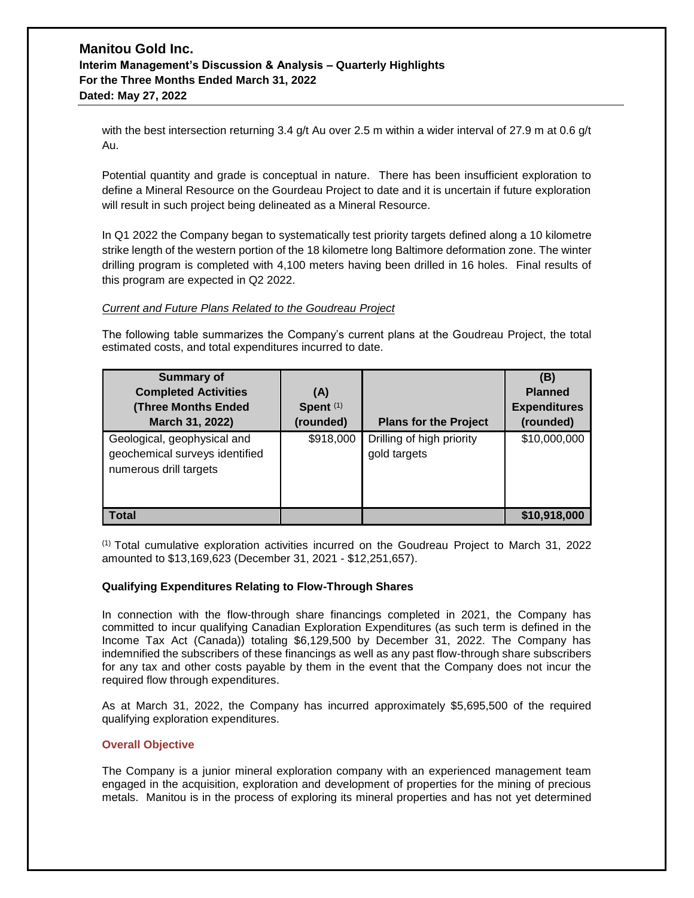with the best intersection returning 3.4 g/t Au over 2.5 m within a wider interval of 27.9 m at 0.6 g/t Au.

Potential quantity and grade is conceptual in nature. There has been insufficient exploration to define a Mineral Resource on the Gourdeau Project to date and it is uncertain if future exploration will result in such project being delineated as a Mineral Resource.

In Q1 2022 the Company began to systematically test priority targets defined along a 10 kilometre strike length of the western portion of the 18 kilometre long Baltimore deformation zone. The winter drilling program is completed with 4,100 meters having been drilled in 16 holes. Final results of this program are expected in Q2 2022.

*Current and Future Plans Related to the Goudreau Project*

The following table summarizes the Company's current plans at the Goudreau Project, the total estimated costs, and total expenditures incurred to date.

| Summary of Completed Activities (Three Months Ended March 31, 2022) | (A) Spent [(1)] (rounded) | Plans for the Project | (B) Planned Expenditures (rounded) |
|---|---|---|---|
| Geological, geophysical and geochemical surveys identified numerous drill targets | \$918,000 | Drilling of high priority gold targets | \$10,000,000 |
| **Total** | | | **\$10,918,000** |

[(1)] Total cumulative exploration activities incurred on the Goudreau Project to March 31, 2022 amounted to \$13,169,623 (December 31, 2021 - \$12,251,657).

**Qualifying Expenditures Relating to Flow-Through Shares**

In connection with the flow-through share financings completed in 2021, the Company has committed to incur qualifying Canadian Exploration Expenditures (as such term is defined in the Income Tax Act (Canada)) totaling \$6,129,500 by December 31, 2022. The Company has indemnified the subscribers of these financings as well as any past flow-through share subscribers for any tax and other costs payable by them in the event that the Company does not incur the required flow through expenditures.

As at March 31, 2022, the Company has incurred approximately \$5,695,500 of the required qualifying exploration expenditures.

## Overall Objective

The Company is a junior mineral exploration company with an experienced management team engaged in the acquisition, exploration and development of properties for the mining of precious metals. Manitou is in the process of exploring its mineral properties and has not yet determined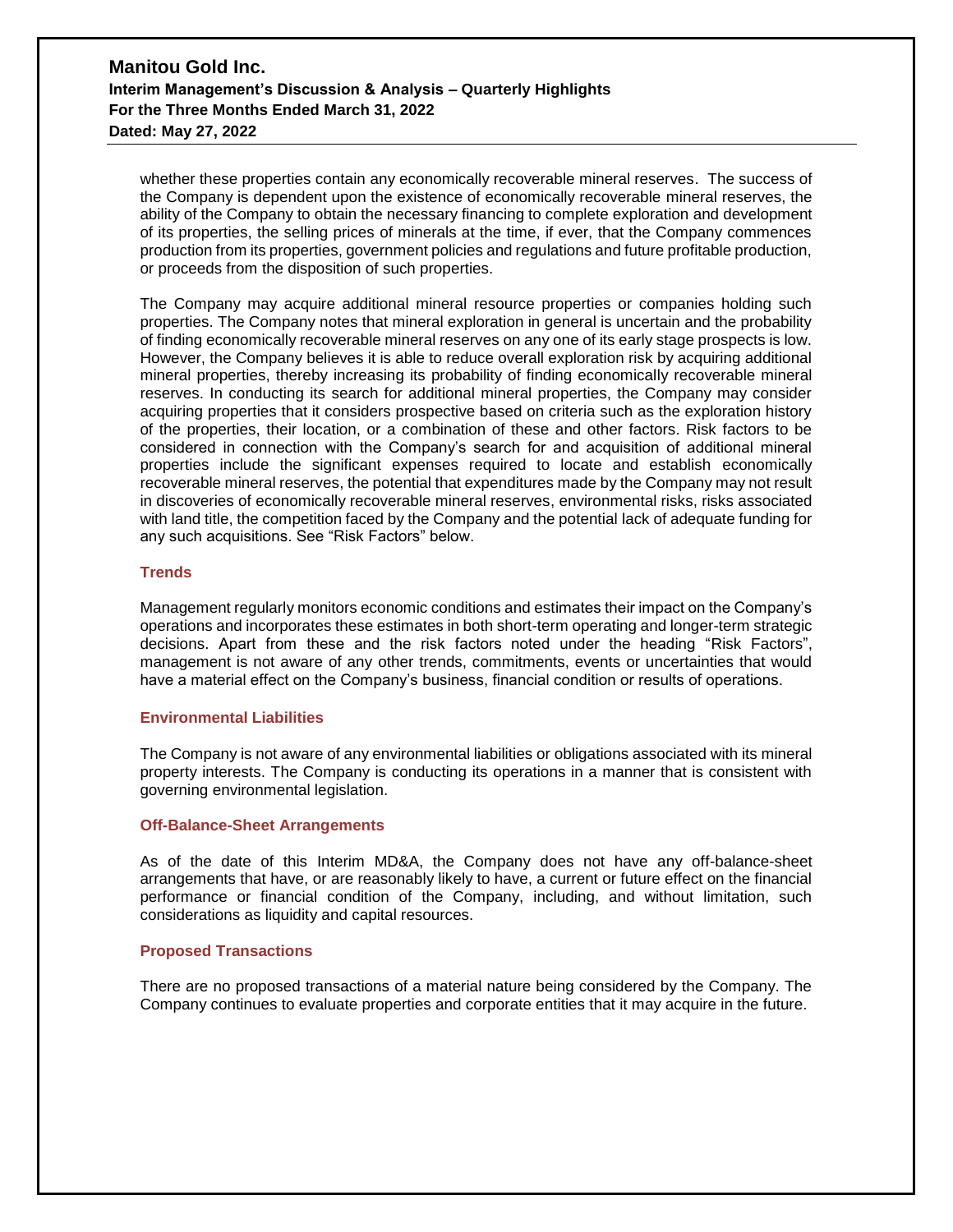whether these properties contain any economically recoverable mineral reserves. The success of the Company is dependent upon the existence of economically recoverable mineral reserves, the ability of the Company to obtain the necessary financing to complete exploration and development of its properties, the selling prices of minerals at the time, if ever, that the Company commences production from its properties, government policies and regulations and future profitable production, or proceeds from the disposition of such properties.

The Company may acquire additional mineral resource properties or companies holding such properties. The Company notes that mineral exploration in general is uncertain and the probability of finding economically recoverable mineral reserves on any one of its early stage prospects is low. However, the Company believes it is able to reduce overall exploration risk by acquiring additional mineral properties, thereby increasing its probability of finding economically recoverable mineral reserves. In conducting its search for additional mineral properties, the Company may consider acquiring properties that it considers prospective based on criteria such as the exploration history of the properties, their location, or a combination of these and other factors. Risk factors to be considered in connection with the Company's search for and acquisition of additional mineral properties include the significant expenses required to locate and establish economically recoverable mineral reserves, the potential that expenditures made by the Company may not result in discoveries of economically recoverable mineral reserves, environmental risks, risks associated with land title, the competition faced by the Company and the potential lack of adequate funding for any such acquisitions. See "Risk Factors" below.

### Trends

Management regularly monitors economic conditions and estimates their impact on the Company's operations and incorporates these estimates in both short-term operating and longer-term strategic decisions. Apart from these and the risk factors noted under the heading "Risk Factors", management is not aware of any other trends, commitments, events or uncertainties that would have a material effect on the Company's business, financial condition or results of operations.

### Environmental Liabilities

The Company is not aware of any environmental liabilities or obligations associated with its mineral property interests. The Company is conducting its operations in a manner that is consistent with governing environmental legislation.

### Off-Balance-Sheet Arrangements

As of the date of this Interim MD&A, the Company does not have any off-balance-sheet arrangements that have, or are reasonably likely to have, a current or future effect on the financial performance or financial condition of the Company, including, and without limitation, such considerations as liquidity and capital resources.

### Proposed Transactions

There are no proposed transactions of a material nature being considered by the Company. The Company continues to evaluate properties and corporate entities that it may acquire in the future.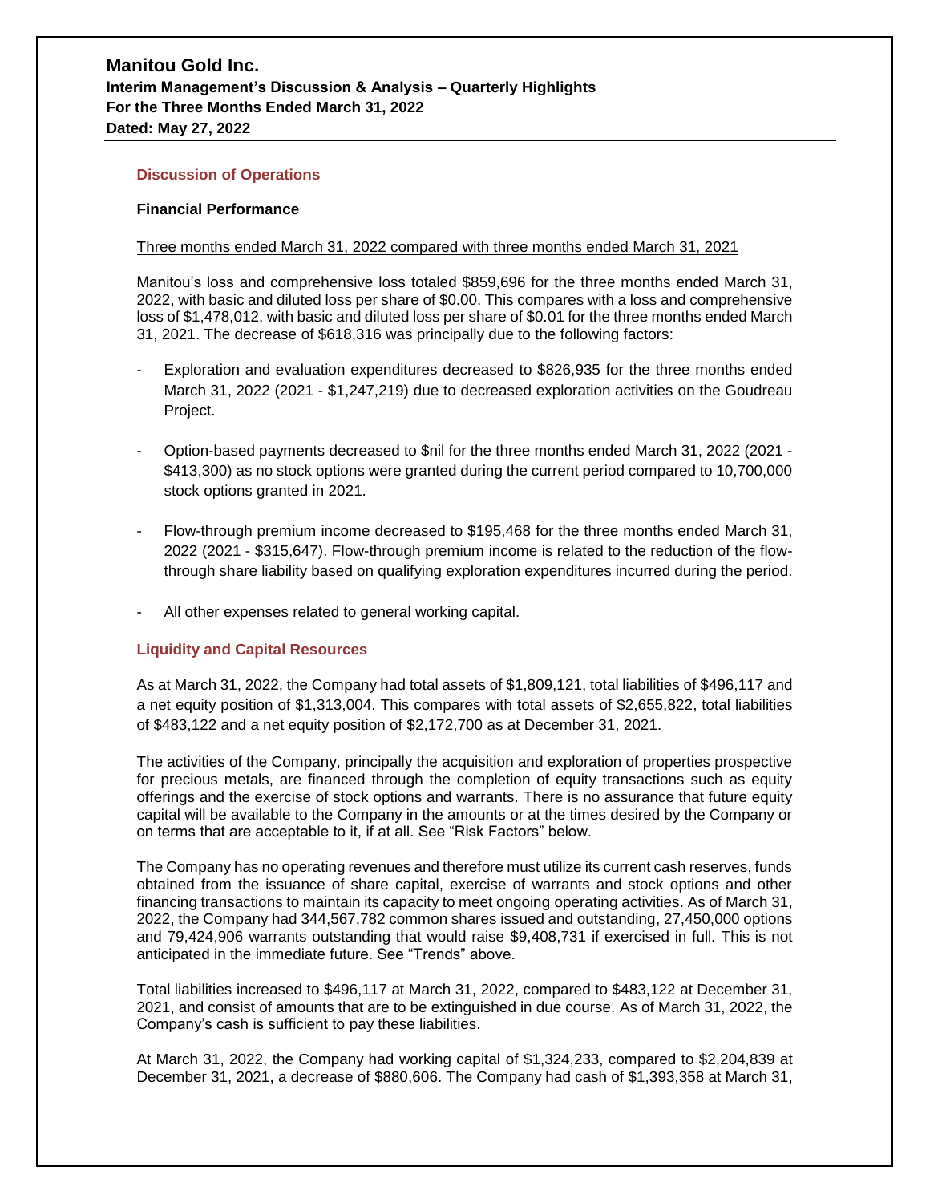## Discussion of Operations

### Financial Performance

Three months ended March 31, 2022 compared with three months ended March 31, 2021

Manitou's loss and comprehensive loss totaled $859,696 for the three months ended March 31, 2022, with basic and diluted loss per share of $0.00. This compares with a loss and comprehensive loss of $1,478,012, with basic and diluted loss per share of $0.01 for the three months ended March 31, 2021. The decrease of $618,316 was principally due to the following factors:

- Exploration and evaluation expenditures decreased to $826,935 for the three months ended March 31, 2022 (2021 - $1,247,219) due to decreased exploration activities on the Goudreau Project.
- Option-based payments decreased to $nil for the three months ended March 31, 2022 (2021 - $413,300) as no stock options were granted during the current period compared to 10,700,000 stock options granted in 2021.
- Flow-through premium income decreased to $195,468 for the three months ended March 31, 2022 (2021 - $315,647). Flow-through premium income is related to the reduction of the flow-through share liability based on qualifying exploration expenditures incurred during the period.
- All other expenses related to general working capital.

## Liquidity and Capital Resources

As at March 31, 2022, the Company had total assets of $1,809,121, total liabilities of $496,117 and a net equity position of $1,313,004. This compares with total assets of $2,655,822, total liabilities of $483,122 and a net equity position of $2,172,700 as at December 31, 2021.

The activities of the Company, principally the acquisition and exploration of properties prospective for precious metals, are financed through the completion of equity transactions such as equity offerings and the exercise of stock options and warrants. There is no assurance that future equity capital will be available to the Company in the amounts or at the times desired by the Company or on terms that are acceptable to it, if at all. See "Risk Factors" below.

The Company has no operating revenues and therefore must utilize its current cash reserves, funds obtained from the issuance of share capital, exercise of warrants and stock options and other financing transactions to maintain its capacity to meet ongoing operating activities. As of March 31, 2022, the Company had 344,567,782 common shares issued and outstanding, 27,450,000 options and 79,424,906 warrants outstanding that would raise $9,408,731 if exercised in full. This is not anticipated in the immediate future. See "Trends" above.

Total liabilities increased to $496,117 at March 31, 2022, compared to $483,122 at December 31, 2021, and consist of amounts that are to be extinguished in due course. As of March 31, 2022, the Company's cash is sufficient to pay these liabilities.

At March 31, 2022, the Company had working capital of $1,324,233, compared to $2,204,839 at December 31, 2021, a decrease of $880,606. The Company had cash of $1,393,358 at March 31,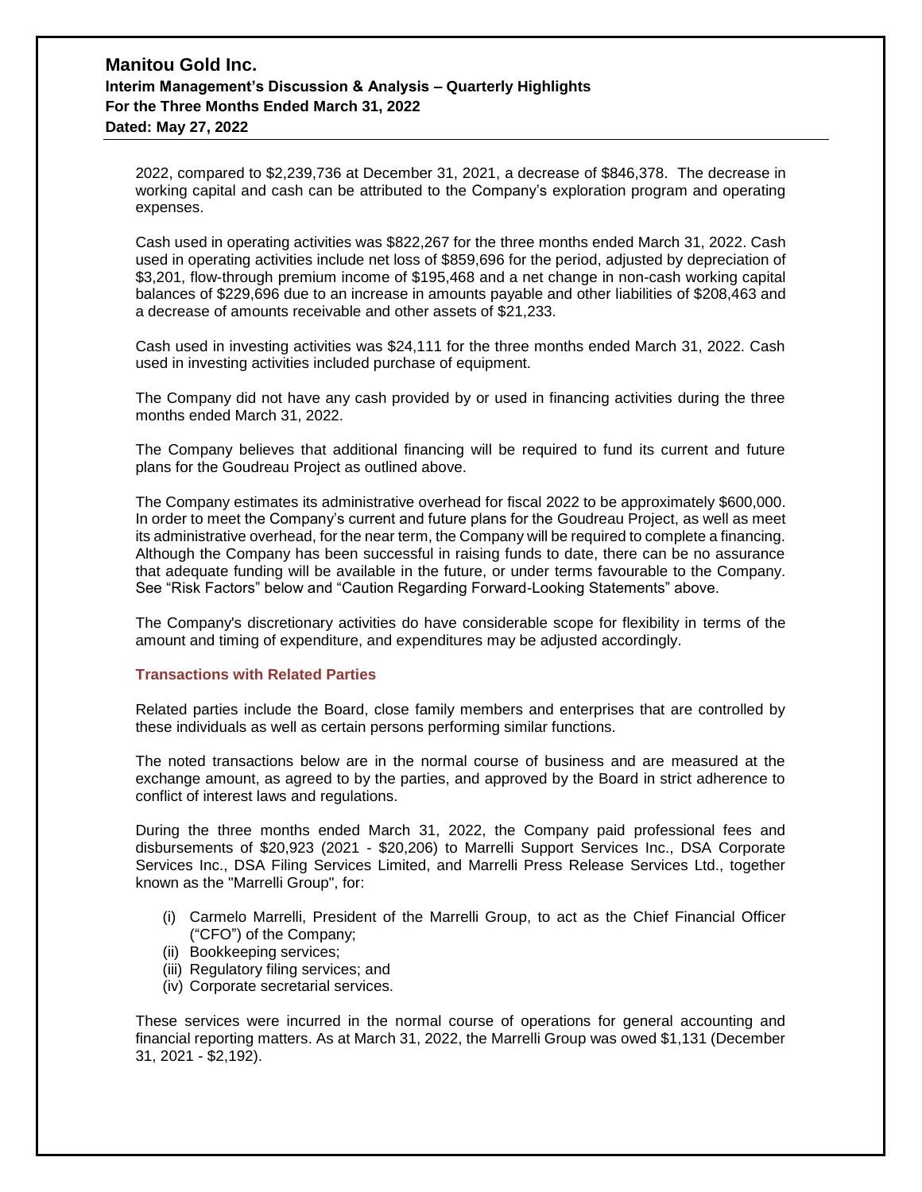2022, compared to $2,239,736 at December 31, 2021, a decrease of $846,378. The decrease in working capital and cash can be attributed to the Company's exploration program and operating expenses.

Cash used in operating activities was $822,267 for the three months ended March 31, 2022. Cash used in operating activities include net loss of $859,696 for the period, adjusted by depreciation of $3,201, flow-through premium income of $195,468 and a net change in non-cash working capital balances of $229,696 due to an increase in amounts payable and other liabilities of $208,463 and a decrease of amounts receivable and other assets of $21,233.

Cash used in investing activities was $24,111 for the three months ended March 31, 2022. Cash used in investing activities included purchase of equipment.

The Company did not have any cash provided by or used in financing activities during the three months ended March 31, 2022.

The Company believes that additional financing will be required to fund its current and future plans for the Goudreau Project as outlined above.

The Company estimates its administrative overhead for fiscal 2022 to be approximately $600,000. In order to meet the Company's current and future plans for the Goudreau Project, as well as meet its administrative overhead, for the near term, the Company will be required to complete a financing. Although the Company has been successful in raising funds to date, there can be no assurance that adequate funding will be available in the future, or under terms favourable to the Company. See "Risk Factors" below and "Caution Regarding Forward-Looking Statements" above.

The Company's discretionary activities do have considerable scope for flexibility in terms of the amount and timing of expenditure, and expenditures may be adjusted accordingly.

### Transactions with Related Parties

Related parties include the Board, close family members and enterprises that are controlled by these individuals as well as certain persons performing similar functions.

The noted transactions below are in the normal course of business and are measured at the exchange amount, as agreed to by the parties, and approved by the Board in strict adherence to conflict of interest laws and regulations.

During the three months ended March 31, 2022, the Company paid professional fees and disbursements of $20,923 (2021 - $20,206) to Marrelli Support Services Inc., DSA Corporate Services Inc., DSA Filing Services Limited, and Marrelli Press Release Services Ltd., together known as the "Marrelli Group", for:

(i) Carmelo Marrelli, President of the Marrelli Group, to act as the Chief Financial Officer ("CFO") of the Company;
(ii) Bookkeeping services;
(iii) Regulatory filing services; and
(iv) Corporate secretarial services.

These services were incurred in the normal course of operations for general accounting and financial reporting matters. As at March 31, 2022, the Marrelli Group was owed $1,131 (December 31, 2021 - $2,192).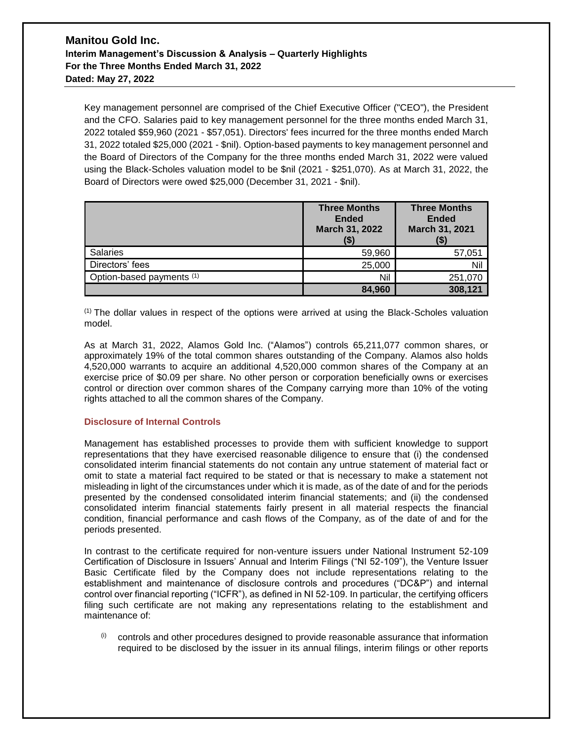Key management personnel are comprised of the Chief Executive Officer ("CEO"), the President and the CFO. Salaries paid to key management personnel for the three months ended March 31, 2022 totaled $59,960 (2021 - $57,051). Directors' fees incurred for the three months ended March 31, 2022 totaled $25,000 (2021 - $nil). Option-based payments to key management personnel and the Board of Directors of the Company for the three months ended March 31, 2022 were valued using the Black-Scholes valuation model to be $nil (2021 - $251,070). As at March 31, 2022, the Board of Directors were owed $25,000 (December 31, 2021 - $nil).

| | Three Months Ended March 31, 2022 ($) | Three Months Ended March 31, 2021 ($) |
|---|---|---|
| Salaries | 59,960 | 57,051 |
| Directors' fees | 25,000 | Nil |
| Option-based payments [(1)] | Nil | 251,070 |
| | **84,960** | **308,121** |

[(1)] The dollar values in respect of the options were arrived at using the Black-Scholes valuation model.

As at March 31, 2022, Alamos Gold Inc. ("Alamos") controls 65,211,077 common shares, or approximately 19% of the total common shares outstanding of the Company. Alamos also holds 4,520,000 warrants to acquire an additional 4,520,000 common shares of the Company at an exercise price of $0.09 per share. No other person or corporation beneficially owns or exercises control or direction over common shares of the Company carrying more than 10% of the voting rights attached to all the common shares of the Company.

### Disclosure of Internal Controls

Management has established processes to provide them with sufficient knowledge to support representations that they have exercised reasonable diligence to ensure that (i) the condensed consolidated interim financial statements do not contain any untrue statement of material fact or omit to state a material fact required to be stated or that is necessary to make a statement not misleading in light of the circumstances under which it is made, as of the date of and for the periods presented by the condensed consolidated interim financial statements; and (ii) the condensed consolidated interim financial statements fairly present in all material respects the financial condition, financial performance and cash flows of the Company, as of the date of and for the periods presented.

In contrast to the certificate required for non-venture issuers under National Instrument 52-109 Certification of Disclosure in Issuers' Annual and Interim Filings ("NI 52-109"), the Venture Issuer Basic Certificate filed by the Company does not include representations relating to the establishment and maintenance of disclosure controls and procedures ("DC&P") and internal control over financial reporting ("ICFR"), as defined in NI 52-109. In particular, the certifying officers filing such certificate are not making any representations relating to the establishment and maintenance of:

(i) controls and other procedures designed to provide reasonable assurance that information required to be disclosed by the issuer in its annual filings, interim filings or other reports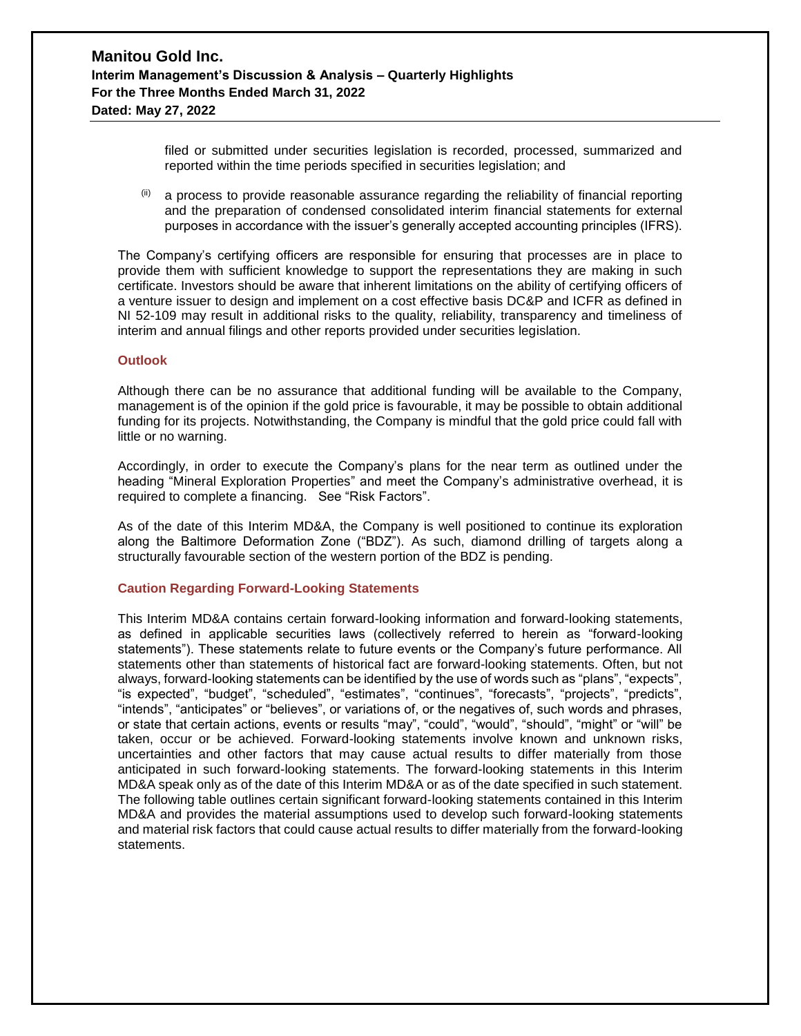filed or submitted under securities legislation is recorded, processed, summarized and reported within the time periods specified in securities legislation; and

(ii) a process to provide reasonable assurance regarding the reliability of financial reporting and the preparation of condensed consolidated interim financial statements for external purposes in accordance with the issuer's generally accepted accounting principles (IFRS).

The Company's certifying officers are responsible for ensuring that processes are in place to provide them with sufficient knowledge to support the representations they are making in such certificate. Investors should be aware that inherent limitations on the ability of certifying officers of a venture issuer to design and implement on a cost effective basis DC&P and ICFR as defined in NI 52-109 may result in additional risks to the quality, reliability, transparency and timeliness of interim and annual filings and other reports provided under securities legislation.

## Outlook

Although there can be no assurance that additional funding will be available to the Company, management is of the opinion if the gold price is favourable, it may be possible to obtain additional funding for its projects. Notwithstanding, the Company is mindful that the gold price could fall with little or no warning.

Accordingly, in order to execute the Company's plans for the near term as outlined under the heading "Mineral Exploration Properties" and meet the Company's administrative overhead, it is required to complete a financing. See "Risk Factors".

As of the date of this Interim MD&A, the Company is well positioned to continue its exploration along the Baltimore Deformation Zone ("BDZ"). As such, diamond drilling of targets along a structurally favourable section of the western portion of the BDZ is pending.

## Caution Regarding Forward-Looking Statements

This Interim MD&A contains certain forward-looking information and forward-looking statements, as defined in applicable securities laws (collectively referred to herein as "forward-looking statements"). These statements relate to future events or the Company's future performance. All statements other than statements of historical fact are forward-looking statements. Often, but not always, forward-looking statements can be identified by the use of words such as "plans", "expects", "is expected", "budget", "scheduled", "estimates", "continues", "forecasts", "projects", "predicts", "intends", "anticipates" or "believes", or variations of, or the negatives of, such words and phrases, or state that certain actions, events or results "may", "could", "would", "should", "might" or "will" be taken, occur or be achieved. Forward-looking statements involve known and unknown risks, uncertainties and other factors that may cause actual results to differ materially from those anticipated in such forward-looking statements. The forward-looking statements in this Interim MD&A speak only as of the date of this Interim MD&A or as of the date specified in such statement. The following table outlines certain significant forward-looking statements contained in this Interim MD&A and provides the material assumptions used to develop such forward-looking statements and material risk factors that could cause actual results to differ materially from the forward-looking statements.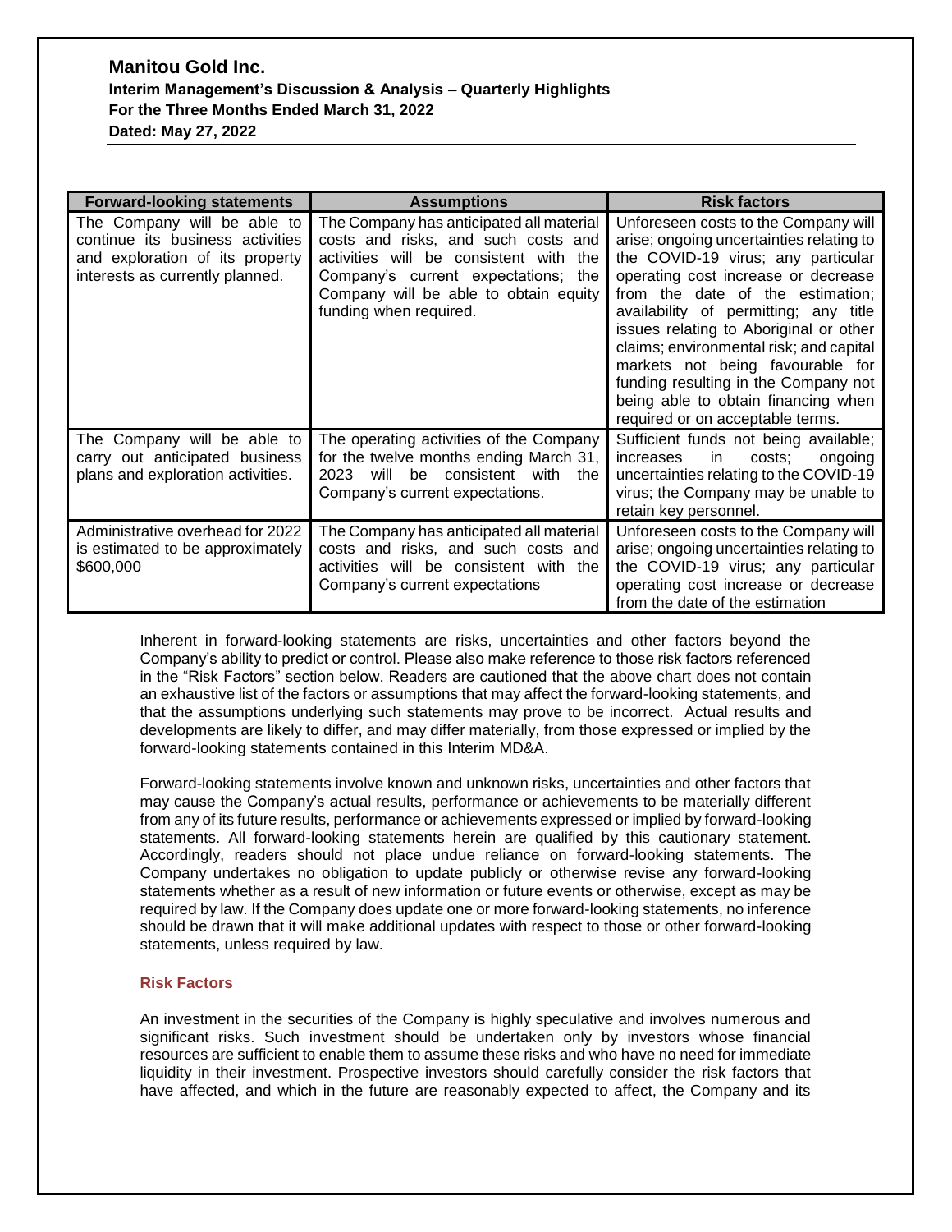| Forward-looking statements | Assumptions | Risk factors |
|---|---|---|
| The Company will be able to continue its business activities and exploration of its property interests as currently planned. | The Company has anticipated all material costs and risks, and such costs and activities will be consistent with the Company's current expectations; the Company will be able to obtain equity funding when required. | Unforeseen costs to the Company will arise; ongoing uncertainties relating to the COVID-19 virus; any particular operating cost increase or decrease from the date of the estimation; availability of permitting; any title issues relating to Aboriginal or other claims; environmental risk; and capital markets not being favourable for funding resulting in the Company not being able to obtain financing when required or on acceptable terms. |
| The Company will be able to carry out anticipated business plans and exploration activities. | The operating activities of the Company for the twelve months ending March 31, 2023 will be consistent with the Company's current expectations. | Sufficient funds not being available; increases in costs; ongoing uncertainties relating to the COVID-19 virus; the Company may be unable to retain key personnel. |
| Administrative overhead for 2022 is estimated to be approximately \$600,000 | The Company has anticipated all material costs and risks, and such costs and activities will be consistent with the Company's current expectations | Unforeseen costs to the Company will arise; ongoing uncertainties relating to the COVID-19 virus; any particular operating cost increase or decrease from the date of the estimation |

Inherent in forward-looking statements are risks, uncertainties and other factors beyond the Company's ability to predict or control. Please also make reference to those risk factors referenced in the "Risk Factors" section below. Readers are cautioned that the above chart does not contain an exhaustive list of the factors or assumptions that may affect the forward-looking statements, and that the assumptions underlying such statements may prove to be incorrect. Actual results and developments are likely to differ, and may differ materially, from those expressed or implied by the forward-looking statements contained in this Interim MD&A.

Forward-looking statements involve known and unknown risks, uncertainties and other factors that may cause the Company's actual results, performance or achievements to be materially different from any of its future results, performance or achievements expressed or implied by forward-looking statements. All forward-looking statements herein are qualified by this cautionary statement. Accordingly, readers should not place undue reliance on forward-looking statements. The Company undertakes no obligation to update publicly or otherwise revise any forward-looking statements whether as a result of new information or future events or otherwise, except as may be required by law. If the Company does update one or more forward-looking statements, no inference should be drawn that it will make additional updates with respect to those or other forward-looking statements, unless required by law.

## Risk Factors

An investment in the securities of the Company is highly speculative and involves numerous and significant risks. Such investment should be undertaken only by investors whose financial resources are sufficient to enable them to assume these risks and who have no need for immediate liquidity in their investment. Prospective investors should carefully consider the risk factors that have affected, and which in the future are reasonably expected to affect, the Company and its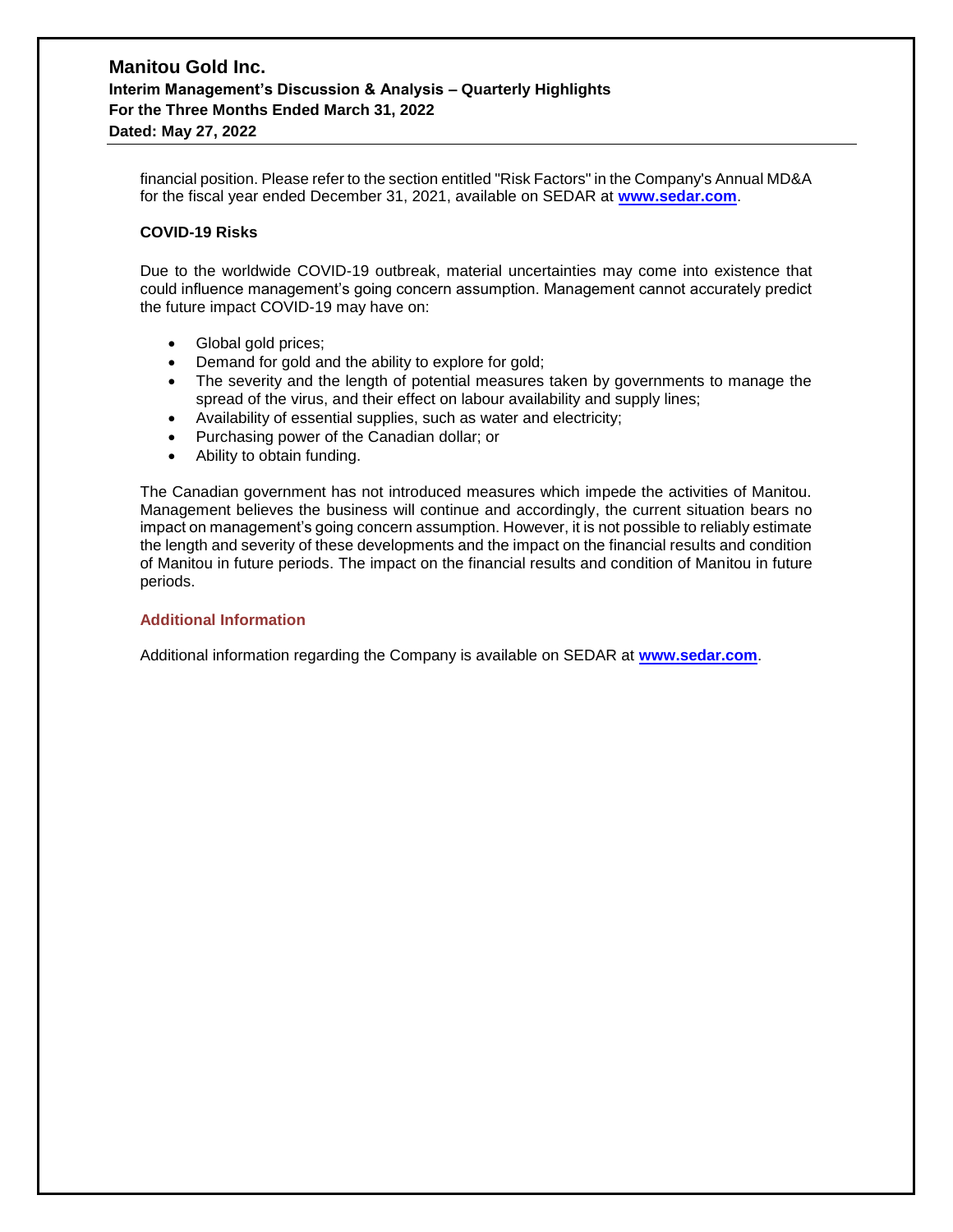financial position. Please refer to the section entitled "Risk Factors" in the Company's Annual MD&A for the fiscal year ended December 31, 2021, available on SEDAR at **www.sedar.com**.

**COVID-19 Risks**

Due to the worldwide COVID-19 outbreak, material uncertainties may come into existence that could influence management's going concern assumption. Management cannot accurately predict the future impact COVID-19 may have on:

- Global gold prices;
- Demand for gold and the ability to explore for gold;
- The severity and the length of potential measures taken by governments to manage the spread of the virus, and their effect on labour availability and supply lines;
- Availability of essential supplies, such as water and electricity;
- Purchasing power of the Canadian dollar; or
- Ability to obtain funding.

The Canadian government has not introduced measures which impede the activities of Manitou. Management believes the business will continue and accordingly, the current situation bears no impact on management's going concern assumption. However, it is not possible to reliably estimate the length and severity of these developments and the impact on the financial results and condition of Manitou in future periods. The impact on the financial results and condition of Manitou in future periods.

## Additional Information

Additional information regarding the Company is available on SEDAR at **www.sedar.com**.